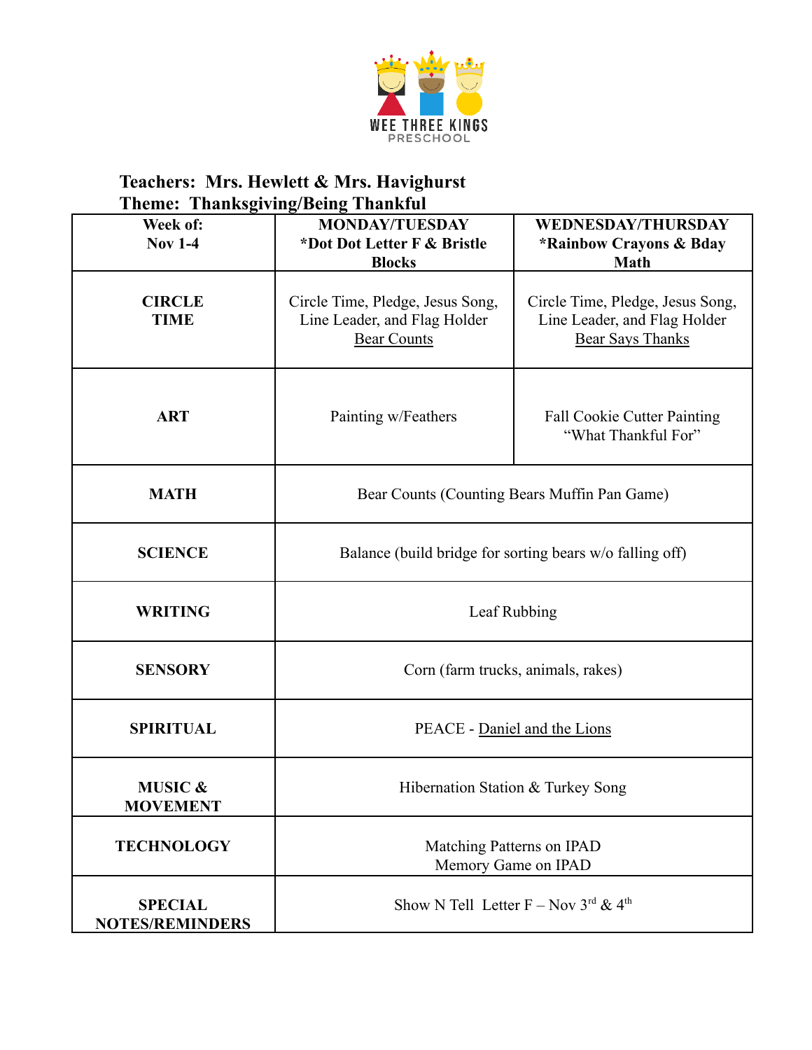WEE THREE KINGS PRESCHOOL

**Teachers: Mrs. Hewlett & Mrs. Havighurst**
**Theme: Thanksgiving/Being Thankful**

| **Week of: Nov 1-4** | **MONDAY/TUESDAY *Dot Dot Letter F & Bristle Blocks** | **WEDNESDAY/THURSDAY *Rainbow Crayons & Bday Math** |
|---|---|---|
| **CIRCLE TIME** | Circle Time, Pledge, Jesus Song, Line Leader, and Flag Holder <u>Bear Counts</u> | Circle Time, Pledge, Jesus Song, Line Leader, and Flag Holder <u>Bear Says Thanks</u> |
| **ART** | Painting w/Feathers | Fall Cookie Cutter Painting "What Thankful For" |
| **MATH** | Bear Counts (Counting Bears Muffin Pan Game) | |
| **SCIENCE** | Balance (build bridge for sorting bears w/o falling off) | |
| **WRITING** | Leaf Rubbing | |
| **SENSORY** | Corn (farm trucks, animals, rakes) | |
| **SPIRITUAL** | PEACE - <u>Daniel and the Lions</u> | |
| **MUSIC & MOVEMENT** | Hibernation Station & Turkey Song | |
| **TECHNOLOGY** | Matching Patterns on IPAD<br>Memory Game on IPAD | |
| **SPECIAL NOTES/REMINDERS** | Show N Tell Letter F – Nov 3rd & 4th | |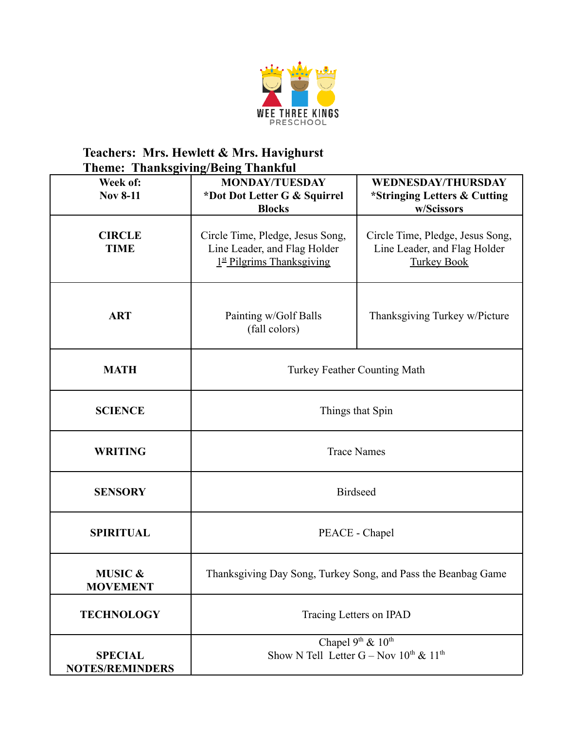WEE THREE KINGS
PRESCHOOL

**Teachers: Mrs. Hewlett & Mrs. Havighurst**
**Theme: Thanksgiving/Being Thankful**

| **Week of: Nov 8-11** | **MONDAY/TUESDAY *Dot Dot Letter G & Squirrel Blocks** | **WEDNESDAY/THURSDAY *Stringing Letters & Cutting w/Scissors** |
|---|---|---|
| **CIRCLE TIME** | Circle Time, Pledge, Jesus Song, Line Leader, and Flag Holder 1st Pilgrims Thanksgiving | Circle Time, Pledge, Jesus Song, Line Leader, and Flag Holder Turkey Book |
| **ART** | Painting w/Golf Balls (fall colors) | Thanksgiving Turkey w/Picture |
| **MATH** | Turkey Feather Counting Math | |
| **SCIENCE** | Things that Spin | |
| **WRITING** | Trace Names | |
| **SENSORY** | Birdseed | |
| **SPIRITUAL** | PEACE - Chapel | |
| **MUSIC & MOVEMENT** | Thanksgiving Day Song, Turkey Song, and Pass the Beanbag Game | |
| **TECHNOLOGY** | Tracing Letters on IPAD | |
| **SPECIAL NOTES/REMINDERS** | Chapel 9th & 10th<br>Show N Tell Letter G – Nov 10th & 11th | |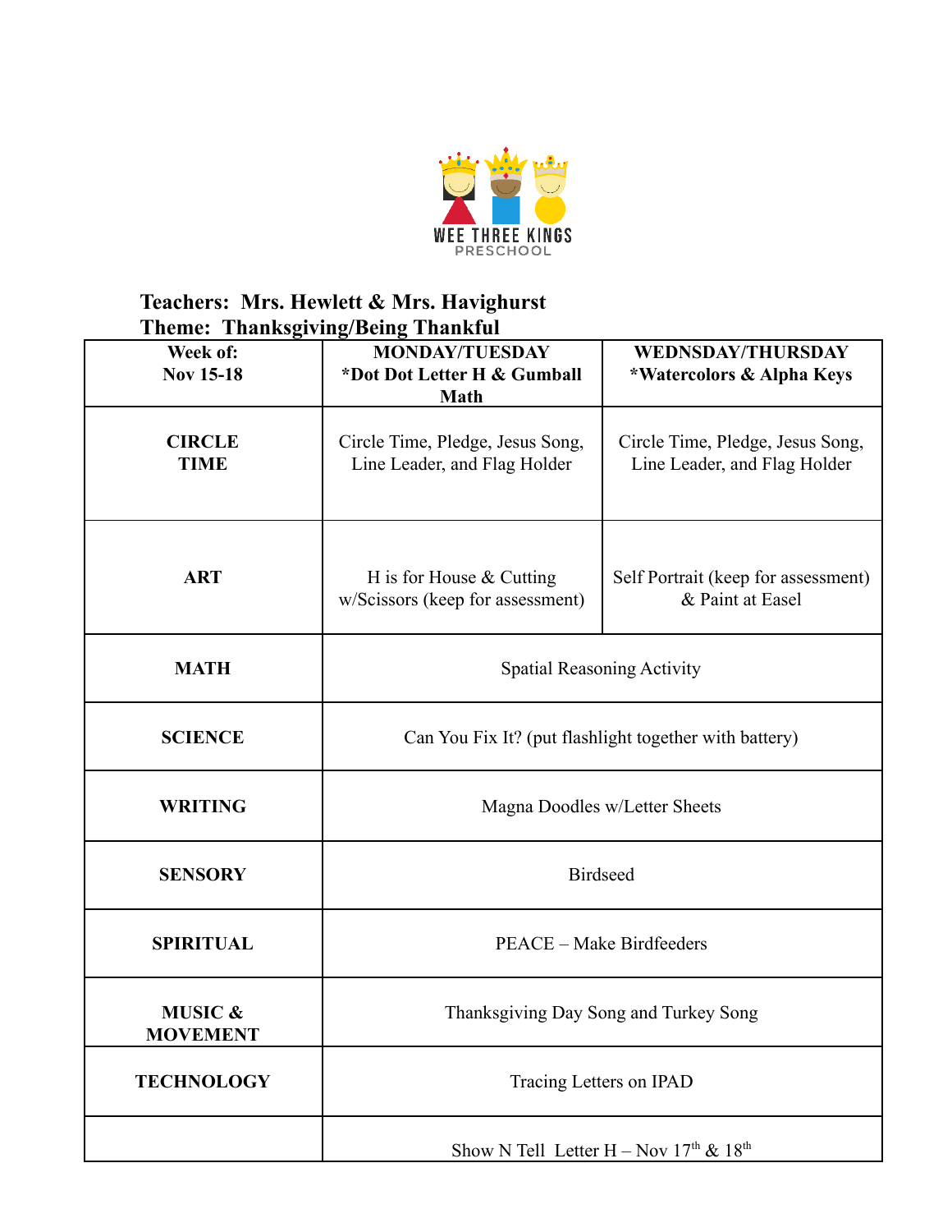WEE THREE KINGS
PRESCHOOL

**Teachers: Mrs. Hewlett & Mrs. Havighurst**
**Theme: Thanksgiving/Being Thankful**

| **Week of: Nov 15-18** | **MONDAY/TUESDAY *Dot Dot Letter H & Gumball Math** | **WEDNSDAY/THURSDAY *Watercolors & Alpha Keys** |
|---|---|---|
| **CIRCLE TIME** | Circle Time, Pledge, Jesus Song, Line Leader, and Flag Holder | Circle Time, Pledge, Jesus Song, Line Leader, and Flag Holder |
| **ART** | H is for House & Cutting w/Scissors (keep for assessment) | Self Portrait (keep for assessment) & Paint at Easel |
| **MATH** | Spatial Reasoning Activity | |
| **SCIENCE** | Can You Fix It? (put flashlight together with battery) | |
| **WRITING** | Magna Doodles w/Letter Sheets | |
| **SENSORY** | Birdseed | |
| **SPIRITUAL** | PEACE – Make Birdfeeders | |
| **MUSIC & MOVEMENT** | Thanksgiving Day Song and Turkey Song | |
| **TECHNOLOGY** | Tracing Letters on IPAD | |
| | Show N Tell Letter H – Nov 17th & 18th | |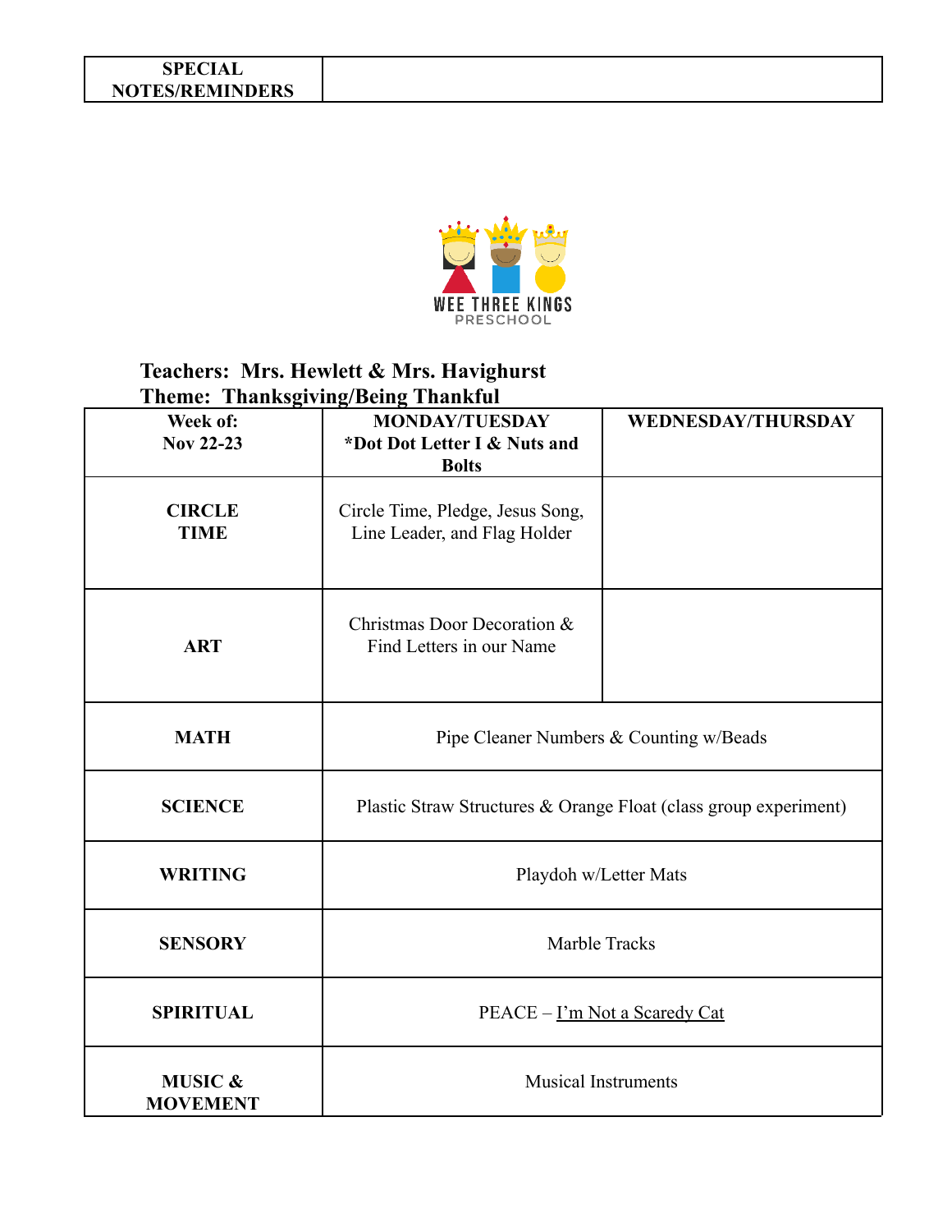| SPECIAL NOTES/REMINDERS | |
|---|---|

WEE THREE KINGS PRESCHOOL

**Teachers: Mrs. Hewlett & Mrs. Havighurst**
**Theme: Thanksgiving/Being Thankful**

| Week of: Nov 22-23 | MONDAY/TUESDAY *Dot Dot Letter I & Nuts and Bolts | WEDNESDAY/THURSDAY |
|---|---|---|
| **CIRCLE TIME** | Circle Time, Pledge, Jesus Song, Line Leader, and Flag Holder | |
| **ART** | Christmas Door Decoration & Find Letters in our Name | |
| **MATH** | Pipe Cleaner Numbers & Counting w/Beads | |
| **SCIENCE** | Plastic Straw Structures & Orange Float (class group experiment) | |
| **WRITING** | Playdoh w/Letter Mats | |
| **SENSORY** | Marble Tracks | |
| **SPIRITUAL** | PEACE – I'm Not a Scaredy Cat | |
| **MUSIC & MOVEMENT** | Musical Instruments | |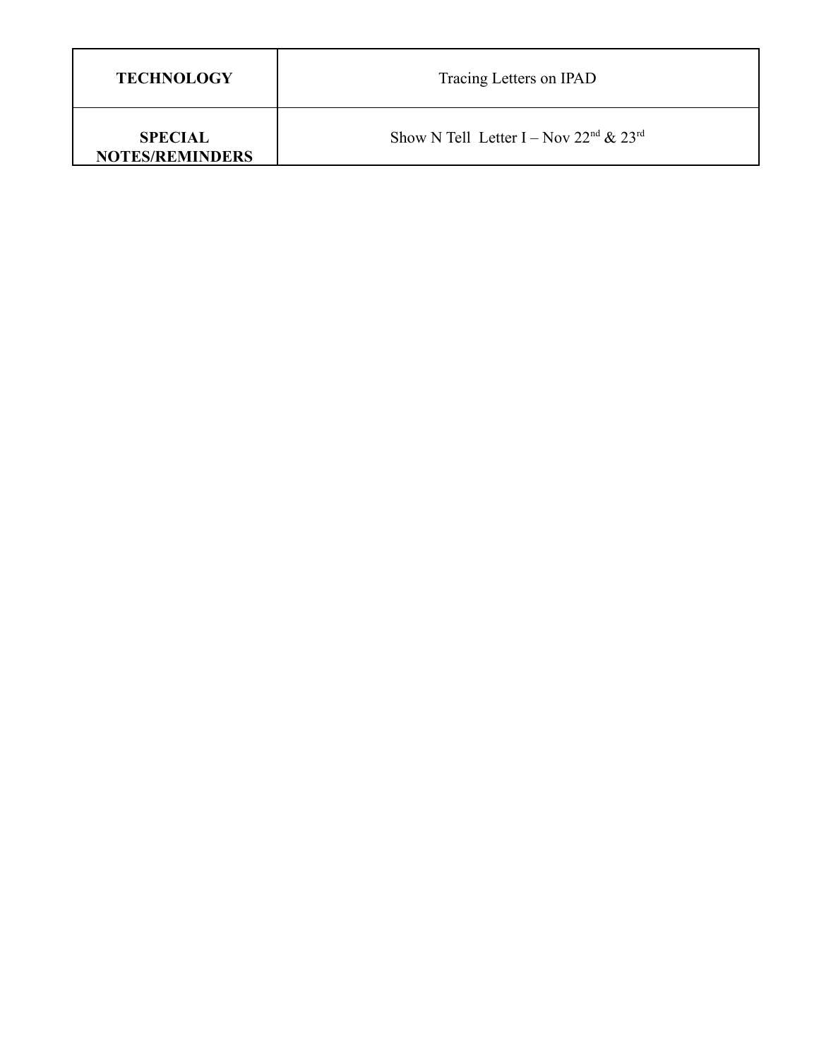| | |
|---|---|
| **TECHNOLOGY** | Tracing Letters on IPAD |
| **SPECIAL NOTES/REMINDERS** | Show N Tell Letter I – Nov 22nd & 23rd |